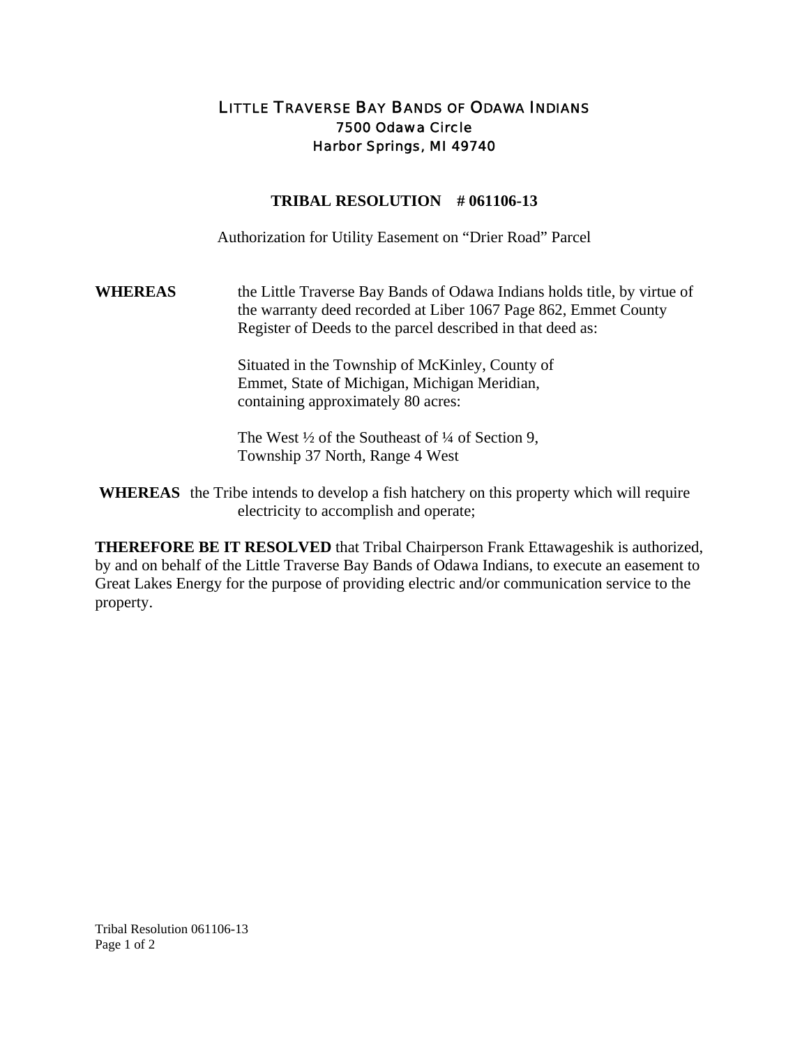# LITTLE TRAVERSE BAY BANDS OF ODAWA INDIANS

7500 Odawa Circle
Harbor Springs, MI 49740

## TRIBAL RESOLUTION # 061106-13

Authorization for Utility Easement on "Drier Road" Parcel

**WHEREAS** the Little Traverse Bay Bands of Odawa Indians holds title, by virtue of the warranty deed recorded at Liber 1067 Page 862, Emmet County Register of Deeds to the parcel described in that deed as:

Situated in the Township of McKinley, County of Emmet, State of Michigan, Michigan Meridian, containing approximately 80 acres:

The West ½ of the Southeast of ¼ of Section 9, Township 37 North, Range 4 West

**WHEREAS** the Tribe intends to develop a fish hatchery on this property which will require electricity to accomplish and operate;

**THEREFORE BE IT RESOLVED** that Tribal Chairperson Frank Ettawageshik is authorized, by and on behalf of the Little Traverse Bay Bands of Odawa Indians, to execute an easement to Great Lakes Energy for the purpose of providing electric and/or communication service to the property.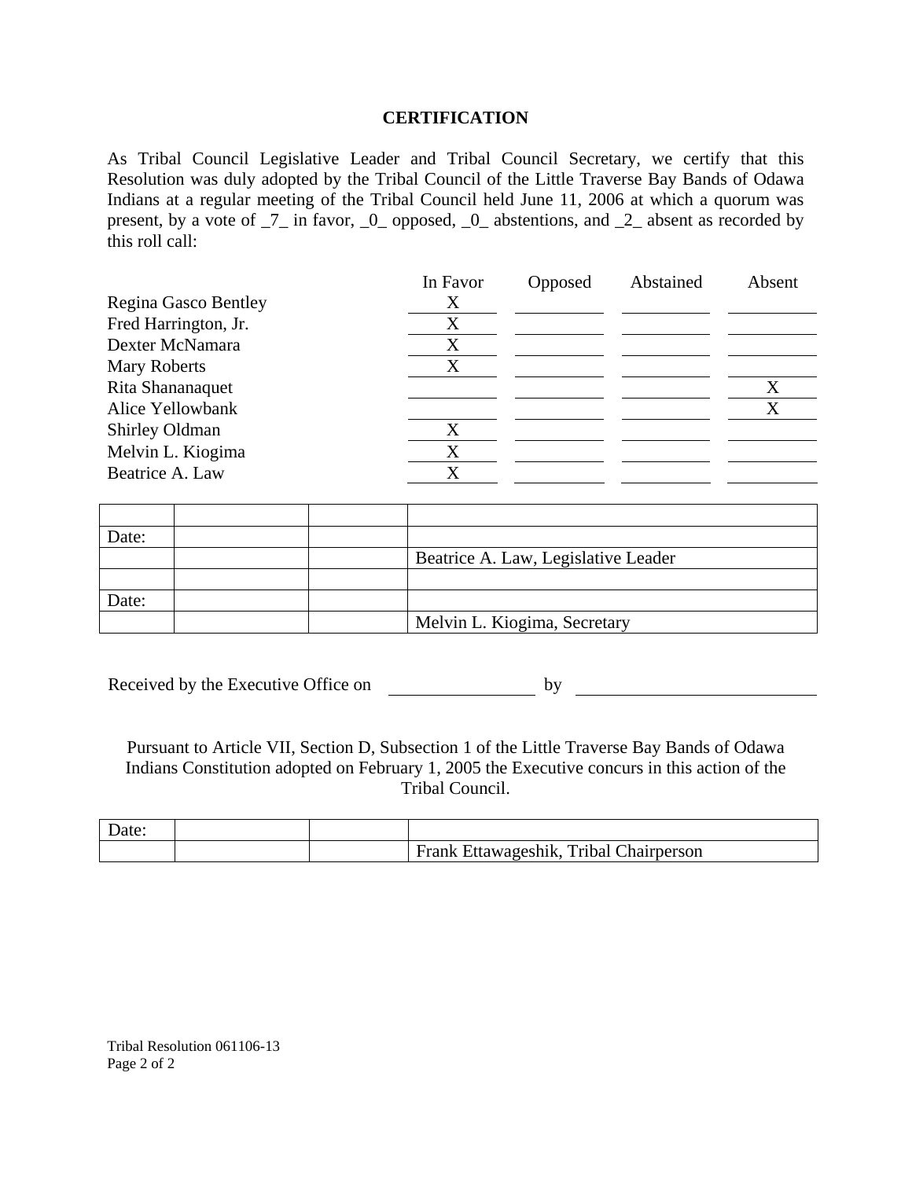# CERTIFICATION

As Tribal Council Legislative Leader and Tribal Council Secretary, we certify that this Resolution was duly adopted by the Tribal Council of the Little Traverse Bay Bands of Odawa Indians at a regular meeting of the Tribal Council held June 11, 2006 at which a quorum was present, by a vote of _7_ in favor, _0_ opposed, _0_ abstentions, and _2_ absent as recorded by this roll call:

| | In Favor | Opposed | Abstained | Absent |
|---|---|---|---|---|
| Regina Gasco Bentley | X | | | |
| Fred Harrington, Jr. | X | | | |
| Dexter McNamara | X | | | |
| Mary Roberts | X | | | |
| Rita Shananaquet | | | | X |
| Alice Yellowbank | | | | X |
| Shirley Oldman | X | | | |
| Melvin L. Kiogima | X | | | |
| Beatrice A. Law | X | | | |

| | | | |
|---|---|---|---|
| | | | |
| Date: | | | |
| | | | Beatrice A. Law, Legislative Leader |
| | | | |
| Date: | | | |
| | | | Melvin L. Kiogima, Secretary |

Received by the Executive Office on ________________ by ___________________________

Pursuant to Article VII, Section D, Subsection 1 of the Little Traverse Bay Bands of Odawa Indians Constitution adopted on February 1, 2005 the Executive concurs in this action of the Tribal Council.

| | | | |
|---|---|---|---|
| Date: | | | |
| | | | Frank Ettawageshik, Tribal Chairperson |

Tribal Resolution 061106-13